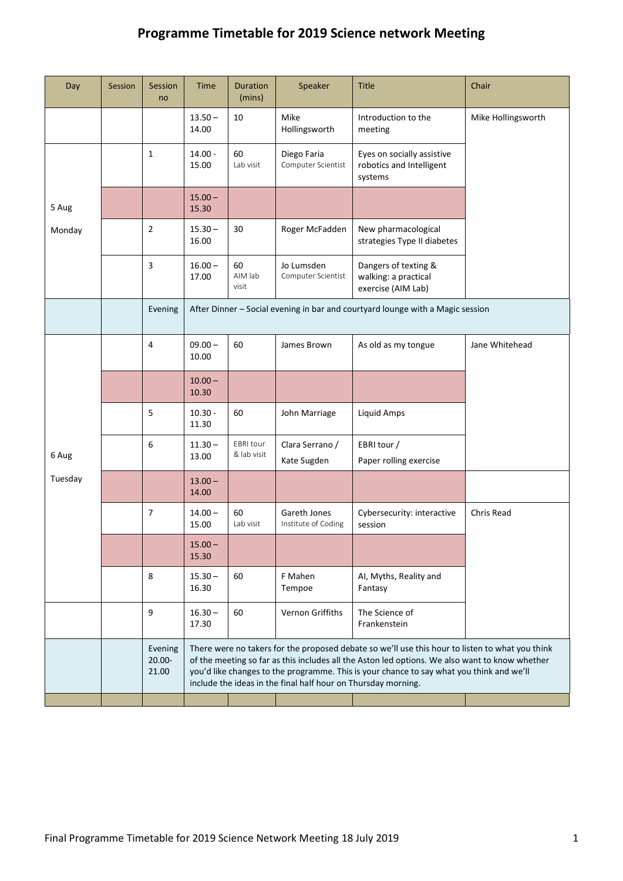# Programme Timetable for 2019 Science network Meeting

| Day | Session | Session no | Time | Duration (mins) | Speaker | Title | Chair |
|---|---|---|---|---|---|---|---|
| | | | 13.50 – 14.00 | 10 | Mike Hollingsworth | Introduction to the meeting | Mike Hollingsworth |
| 5 Aug Monday | | 1 | 14.00 - 15.00 | 60 Lab visit | Diego Faria Computer Scientist | Eyes on socially assistive robotics and Intelligent systems | |
| | | | 15.00 – 15.30 | | | | |
| | | 2 | 15.30 – 16.00 | 30 | Roger McFadden | New pharmacological strategies Type II diabetes | |
| | | 3 | 16.00 – 17.00 | 60 AIM lab visit | Jo Lumsden Computer Scientist | Dangers of texting & walking: a practical exercise (AIM Lab) | |
| | | Evening | After Dinner – Social evening in bar and courtyard lounge with a Magic session | | | | |
| 6 Aug Tuesday | | 4 | 09.00 – 10.00 | 60 | James Brown | As old as my tongue | Jane Whitehead |
| | | | 10.00 – 10.30 | | | | |
| | | 5 | 10.30 - 11.30 | 60 | John Marriage | Liquid Amps | |
| | | 6 | 11.30 – 13.00 | EBRI tour & lab visit | Clara Serrano / Kate Sugden | EBRI tour / Paper rolling exercise | |
| | | | 13.00 – 14.00 | | | | |
| | | 7 | 14.00 – 15.00 | 60 Lab visit | Gareth Jones Institute of Coding | Cybersecurity: interactive session | Chris Read |
| | | | 15.00 – 15.30 | | | | |
| | | 8 | 15.30 – 16.30 | 60 | F Mahen Tempoe | AI, Myths, Reality and Fantasy | |
| | | 9 | 16.30 – 17.30 | 60 | Vernon Griffiths | The Science of Frankenstein | |
| | | Evening 20.00- 21.00 | There were no takers for the proposed debate so we'll use this hour to listen to what you think of the meeting so far as this includes all the Aston led options. We also want to know whether you'd like changes to the programme. This is your chance to say what you think and we'll include the ideas in the final half hour on Thursday morning. | | | | |

Final Programme Timetable for 2019 Science Network Meeting 18 July 2019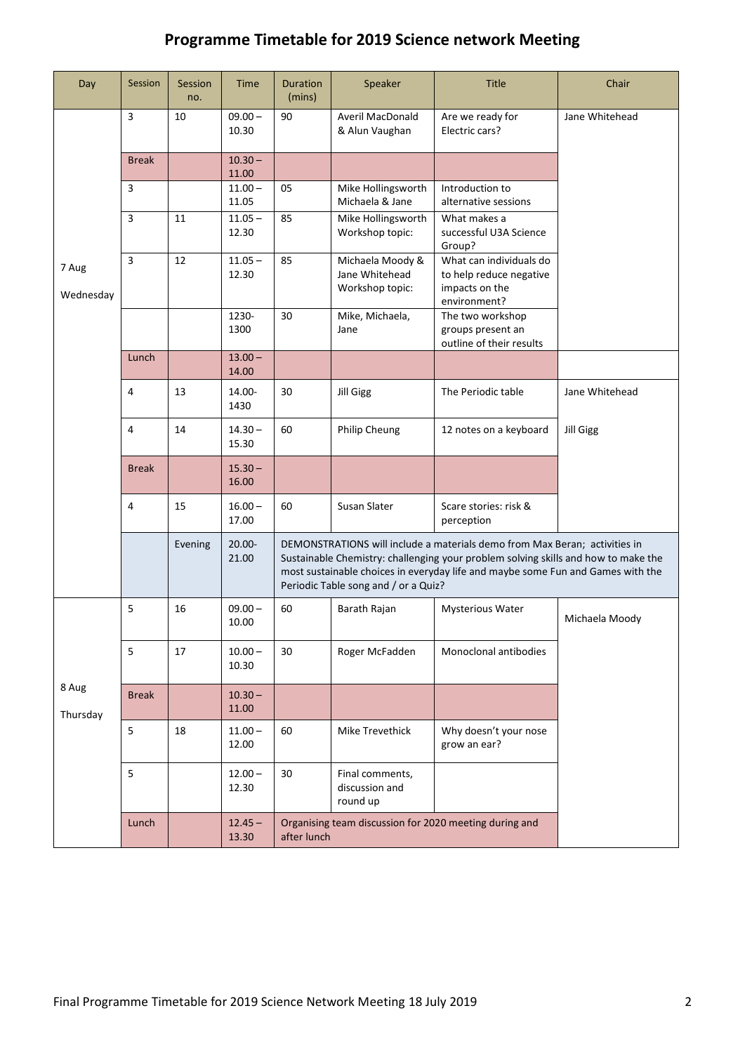# Programme Timetable for 2019 Science network Meeting

| Day | Session | Session no. | Time | Duration (mins) | Speaker | Title | Chair |
|---|---|---|---|---|---|---|---|
| 7 Aug Wednesday | 3 | 10 | 09.00 – 10.30 | 90 | Averil MacDonald & Alun Vaughan | Are we ready for Electric cars? | Jane Whitehead |
| | Break | | 10.30 – 11.00 | | | | |
| | 3 | | 11.00 – 11.05 | 05 | Mike Hollingsworth Michaela & Jane | Introduction to alternative sessions | |
| | 3 | 11 | 11.05 – 12.30 | 85 | Mike Hollingsworth Workshop topic: | What makes a successful U3A Science Group? | |
| | 3 | 12 | 11.05 – 12.30 | 85 | Michaela Moody & Jane Whitehead Workshop topic: | What can individuals do to help reduce negative impacts on the environment? | |
| | | | 1230-1300 | 30 | Mike, Michaela, Jane | The two workshop groups present an outline of their results | |
| | Lunch | | 13.00 – 14.00 | | | | |
| | 4 | 13 | 14.00-1430 | 30 | Jill Gigg | The Periodic table | Jane Whitehead |
| | 4 | 14 | 14.30 – 15.30 | 60 | Philip Cheung | 12 notes on a keyboard | Jill Gigg |
| | Break | | 15.30 – 16.00 | | | | |
| | 4 | 15 | 16.00 – 17.00 | 60 | Susan Slater | Scare stories: risk & perception | |
| | | Evening | 20.00-21.00 | DEMONSTRATIONS will include a materials demo from Max Beran; activities in Sustainable Chemistry: challenging your problem solving skills and how to make the most sustainable choices in everyday life and maybe some Fun and Games with the Periodic Table song and / or a Quiz? | | | |
| 8 Aug Thursday | 5 | 16 | 09.00 – 10.00 | 60 | Barath Rajan | Mysterious Water | Michaela Moody |
| | 5 | 17 | 10.00 – 10.30 | 30 | Roger McFadden | Monoclonal antibodies | |
| | Break | | 10.30 – 11.00 | | | | |
| | 5 | 18 | 11.00 – 12.00 | 60 | Mike Trevethick | Why doesn't your nose grow an ear? | |
| | 5 | | 12.00 – 12.30 | 30 | Final comments, discussion and round up | | |
| | Lunch | | 12.45 – 13.30 | Organising team discussion for 2020 meeting during and after lunch | | | |

Final Programme Timetable for 2019 Science Network Meeting 18 July 2019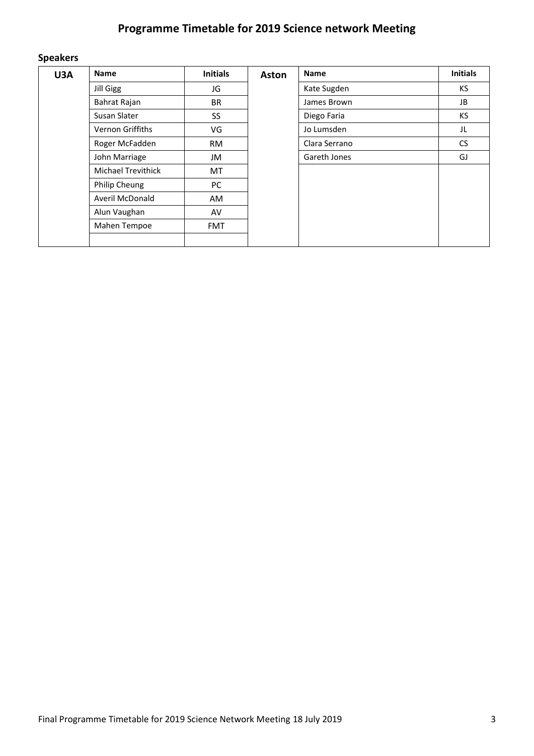# Programme Timetable for 2019 Science network Meeting

## Speakers

| U3A | Name | Initials | Aston | Name | Initials |
|---|---|---|---|---|---|
| | Jill Gigg | JG | | Kate Sugden | KS |
| | Bahrat Rajan | BR | | James Brown | JB |
| | Susan Slater | SS | | Diego Faria | KS |
| | Vernon Griffiths | VG | | Jo Lumsden | JL |
| | Roger McFadden | RM | | Clara Serrano | CS |
| | John Marriage | JM | | Gareth Jones | GJ |
| | Michael Trevithick | MT | | | |
| | Philip Cheung | PC | | | |
| | Averil McDonald | AM | | | |
| | Alun Vaughan | AV | | | |
| | Mahen Tempoe | FMT | | | |
| | | | | | |